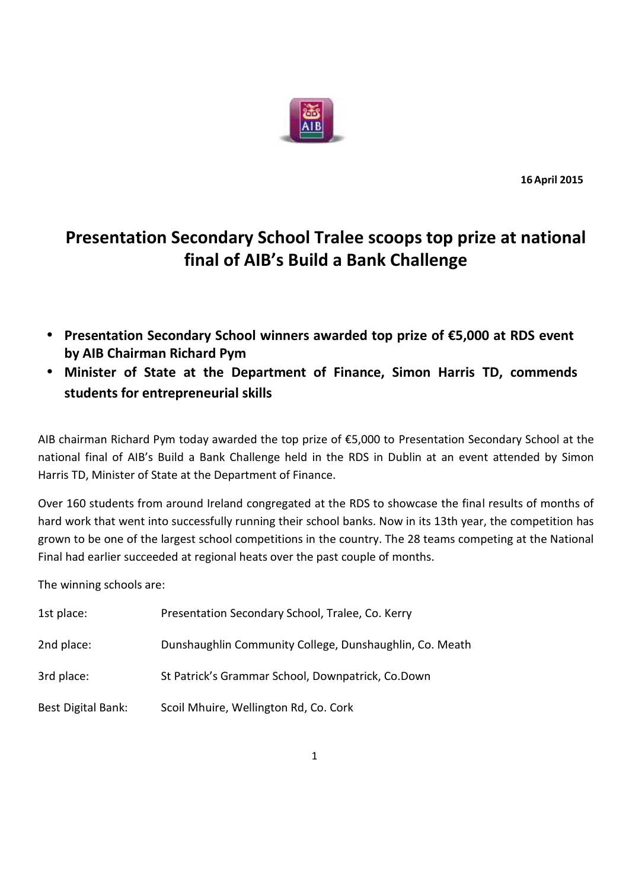**16 April 2015**

# Presentation Secondary School Tralee scoops top prize at national final of AIB's Build a Bank Challenge

- **Presentation Secondary School winners awarded top prize of €5,000 at RDS event by AIB Chairman Richard Pym**
- **Minister of State at the Department of Finance, Simon Harris TD, commends students for entrepreneurial skills**

AIB chairman Richard Pym today awarded the top prize of €5,000 to Presentation Secondary School at the national final of AIB's Build a Bank Challenge held in the RDS in Dublin at an event attended by Simon Harris TD, Minister of State at the Department of Finance.

Over 160 students from around Ireland congregated at the RDS to showcase the final results of months of hard work that went into successfully running their school banks. Now in its 13th year, the competition has grown to be one of the largest school competitions in the country. The 28 teams competing at the National Final had earlier succeeded at regional heats over the past couple of months.

The winning schools are:

| | |
|---|---|
| 1st place: | Presentation Secondary School, Tralee, Co. Kerry |
| 2nd place: | Dunshaughlin Community College, Dunshaughlin, Co. Meath |
| 3rd place: | St Patrick's Grammar School, Downpatrick, Co.Down |
| Best Digital Bank: | Scoil Mhuire, Wellington Rd, Co. Cork |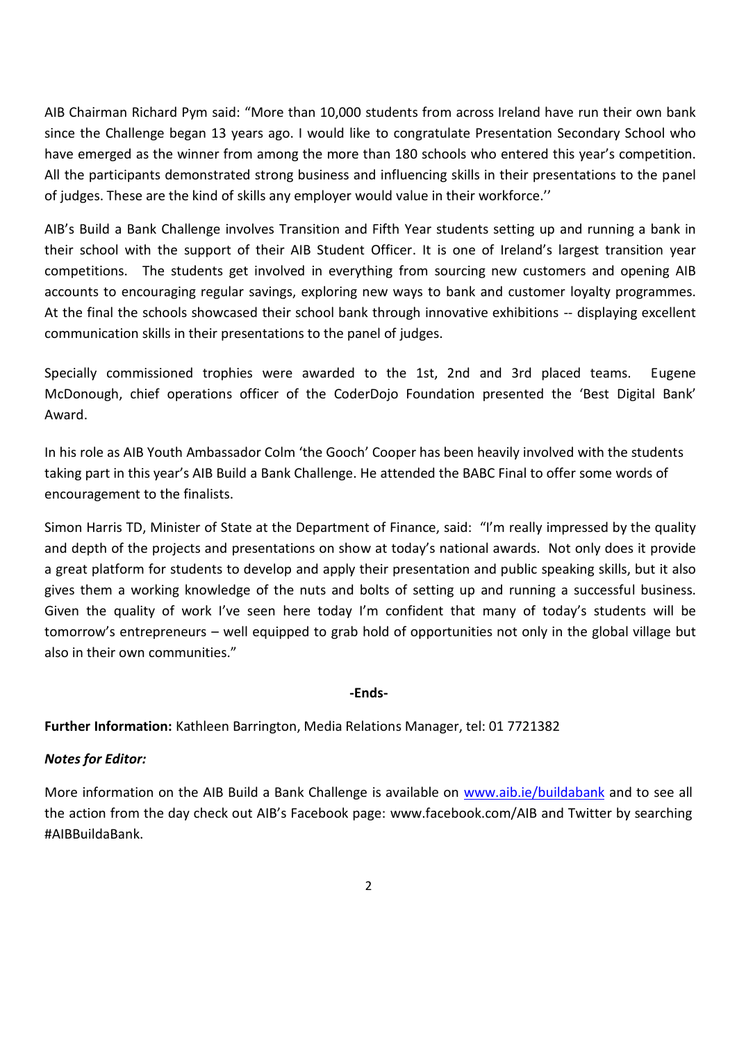AIB Chairman Richard Pym said: "More than 10,000 students from across Ireland have run their own bank since the Challenge began 13 years ago. I would like to congratulate Presentation Secondary School who have emerged as the winner from among the more than 180 schools who entered this year's competition. All the participants demonstrated strong business and influencing skills in their presentations to the panel of judges. These are the kind of skills any employer would value in their workforce.''

AIB's Build a Bank Challenge involves Transition and Fifth Year students setting up and running a bank in their school with the support of their AIB Student Officer. It is one of Ireland's largest transition year competitions. The students get involved in everything from sourcing new customers and opening AIB accounts to encouraging regular savings, exploring new ways to bank and customer loyalty programmes. At the final the schools showcased their school bank through innovative exhibitions -- displaying excellent communication skills in their presentations to the panel of judges.

Specially commissioned trophies were awarded to the 1st, 2nd and 3rd placed teams. Eugene McDonough, chief operations officer of the CoderDojo Foundation presented the 'Best Digital Bank' Award.

In his role as AIB Youth Ambassador Colm 'the Gooch' Cooper has been heavily involved with the students taking part in this year's AIB Build a Bank Challenge. He attended the BABC Final to offer some words of encouragement to the finalists.

Simon Harris TD, Minister of State at the Department of Finance, said: "I'm really impressed by the quality and depth of the projects and presentations on show at today's national awards. Not only does it provide a great platform for students to develop and apply their presentation and public speaking skills, but it also gives them a working knowledge of the nuts and bolts of setting up and running a successful business. Given the quality of work I've seen here today I'm confident that many of today's students will be tomorrow's entrepreneurs – well equipped to grab hold of opportunities not only in the global village but also in their own communities."

**-Ends-**

**Further Information:** Kathleen Barrington, Media Relations Manager, tel: 01 7721382

***Notes for Editor:***

More information on the AIB Build a Bank Challenge is available on www.aib.ie/buildabank and to see all the action from the day check out AIB's Facebook page: www.facebook.com/AIB and Twitter by searching #AIBBuildaBank.